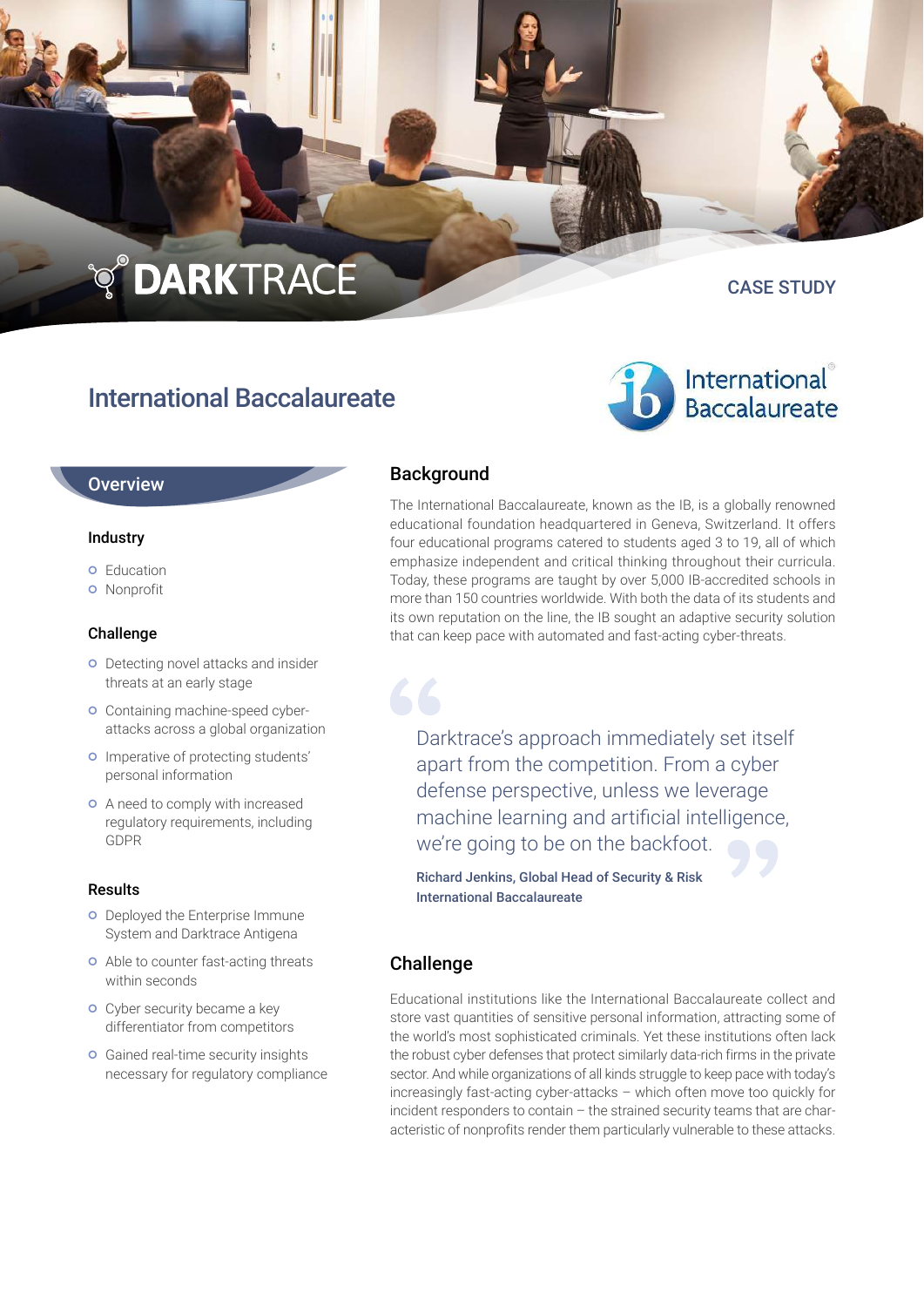DARKTRACE

CASE STUDY

# International Baccalaureate

International Baccalaureate

## Overview

### Industry

- Education
- Nonprofit

### Challenge

- Detecting novel attacks and insider threats at an early stage
- Containing machine-speed cyber-attacks across a global organization
- Imperative of protecting students' personal information
- A need to comply with increased regulatory requirements, including GDPR

### Results

- Deployed the Enterprise Immune System and Darktrace Antigena
- Able to counter fast-acting threats within seconds
- Cyber security became a key differentiator from competitors
- Gained real-time security insights necessary for regulatory compliance

## Background

The International Baccalaureate, known as the IB, is a globally renowned educational foundation headquartered in Geneva, Switzerland. It offers four educational programs catered to students aged 3 to 19, all of which emphasize independent and critical thinking throughout their curricula. Today, these programs are taught by over 5,000 IB-accredited schools in more than 150 countries worldwide. With both the data of its students and its own reputation on the line, the IB sought an adaptive security solution that can keep pace with automated and fast-acting cyber-threats.

> "Darktrace's approach immediately set itself apart from the competition. From a cyber defense perspective, unless we leverage machine learning and artificial intelligence, we're going to be on the backfoot."
>
> **Richard Jenkins, Global Head of Security & Risk**
> **International Baccalaureate**

## Challenge

Educational institutions like the International Baccalaureate collect and store vast quantities of sensitive personal information, attracting some of the world's most sophisticated criminals. Yet these institutions often lack the robust cyber defenses that protect similarly data-rich firms in the private sector. And while organizations of all kinds struggle to keep pace with today's increasingly fast-acting cyber-attacks – which often move too quickly for incident responders to contain – the strained security teams that are characteristic of nonprofits render them particularly vulnerable to these attacks.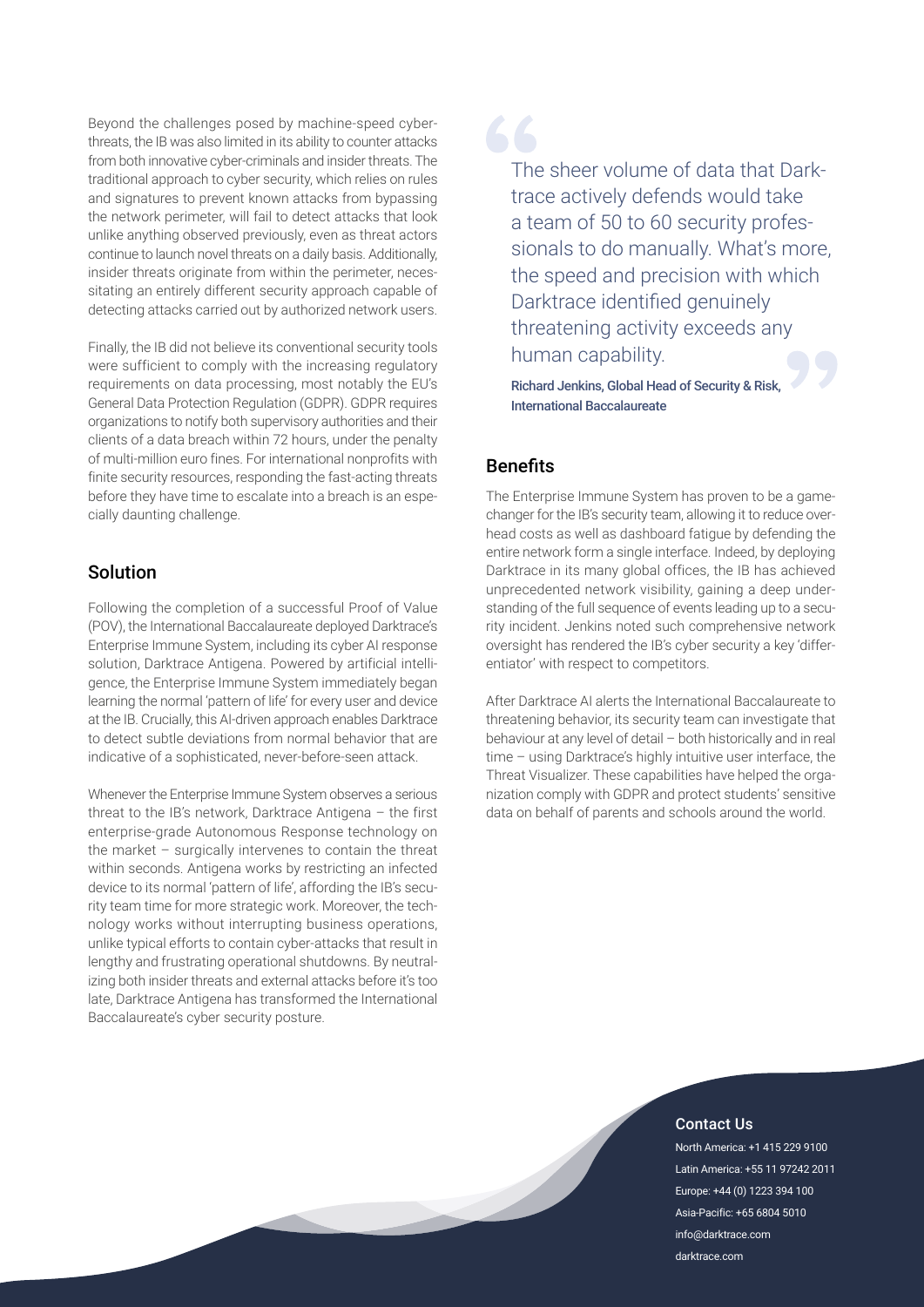Beyond the challenges posed by machine-speed cyber-threats, the IB was also limited in its ability to counter attacks from both innovative cyber-criminals and insider threats. The traditional approach to cyber security, which relies on rules and signatures to prevent known attacks from bypassing the network perimeter, will fail to detect attacks that look unlike anything observed previously, even as threat actors continue to launch novel threats on a daily basis. Additionally, insider threats originate from within the perimeter, necessitating an entirely different security approach capable of detecting attacks carried out by authorized network users.

Finally, the IB did not believe its conventional security tools were sufficient to comply with the increasing regulatory requirements on data processing, most notably the EU's General Data Protection Regulation (GDPR). GDPR requires organizations to notify both supervisory authorities and their clients of a data breach within 72 hours, under the penalty of multi-million euro fines. For international nonprofits with finite security resources, responding the fast-acting threats before they have time to escalate into a breach is an especially daunting challenge.

## Solution

Following the completion of a successful Proof of Value (POV), the International Baccalaureate deployed Darktrace's Enterprise Immune System, including its cyber AI response solution, Darktrace Antigena. Powered by artificial intelligence, the Enterprise Immune System immediately began learning the normal 'pattern of life' for every user and device at the IB. Crucially, this AI-driven approach enables Darktrace to detect subtle deviations from normal behavior that are indicative of a sophisticated, never-before-seen attack.

Whenever the Enterprise Immune System observes a serious threat to the IB's network, Darktrace Antigena – the first enterprise-grade Autonomous Response technology on the market – surgically intervenes to contain the threat within seconds. Antigena works by restricting an infected device to its normal 'pattern of life', affording the IB's security team time for more strategic work. Moreover, the technology works without interrupting business operations, unlike typical efforts to contain cyber-attacks that result in lengthy and frustrating operational shutdowns. By neutralizing both insider threats and external attacks before it's too late, Darktrace Antigena has transformed the International Baccalaureate's cyber security posture.

> The sheer volume of data that Darktrace actively defends would take a team of 50 to 60 security professionals to do manually. What's more, the speed and precision with which Darktrace identified genuinely threatening activity exceeds any human capability.
>
> **Richard Jenkins, Global Head of Security & Risk, International Baccalaureate**

## Benefits

The Enterprise Immune System has proven to be a game-changer for the IB's security team, allowing it to reduce overhead costs as well as dashboard fatigue by defending the entire network form a single interface. Indeed, by deploying Darktrace in its many global offices, the IB has achieved unprecedented network visibility, gaining a deep understanding of the full sequence of events leading up to a security incident. Jenkins noted such comprehensive network oversight has rendered the IB's cyber security a key 'differentiator' with respect to competitors.

After Darktrace AI alerts the International Baccalaureate to threatening behavior, its security team can investigate that behaviour at any level of detail – both historically and in real time – using Darktrace's highly intuitive user interface, the Threat Visualizer. These capabilities have helped the organization comply with GDPR and protect students' sensitive data on behalf of parents and schools around the world.

### Contact Us

North America: +1 415 229 9100
Latin America: +55 11 97242 2011
Europe: +44 (0) 1223 394 100
Asia-Pacific: +65 6804 5010
info@darktrace.com
darktrace.com